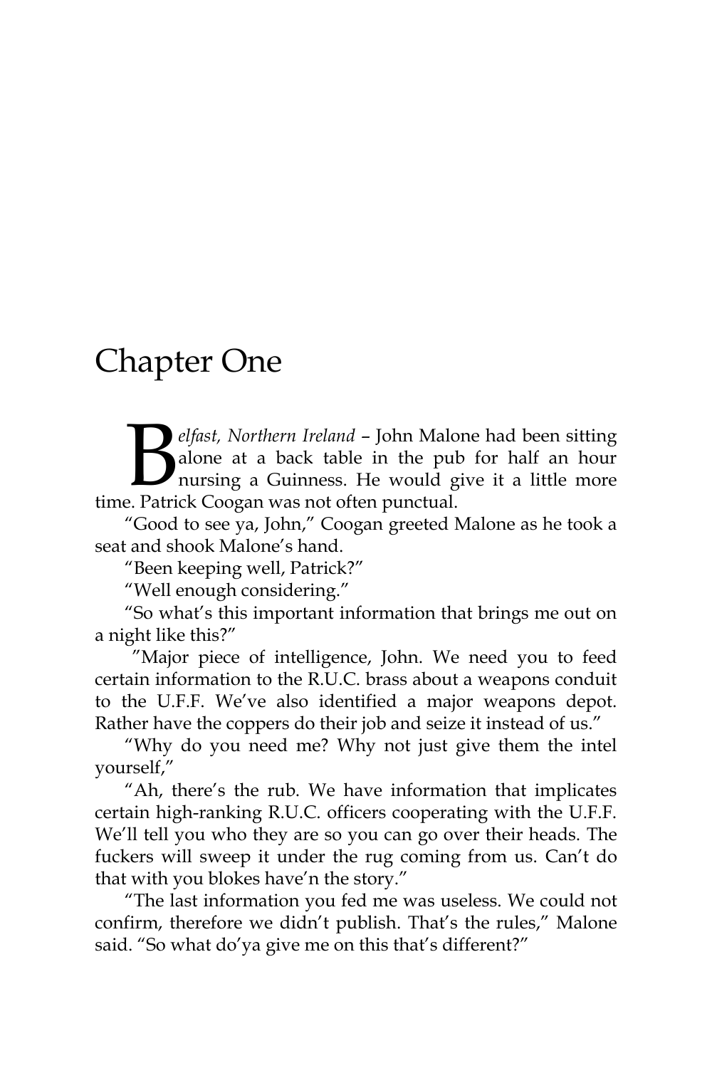# Chapter One

*Belfast, Northern Ireland* – John Malone had been sitting alone at a back table in the pub for half an hour nursing a Guinness. He would give it a little more time. Patrick Coogan was not often punctual.

"Good to see ya, John," Coogan greeted Malone as he took a seat and shook Malone's hand.

"Been keeping well, Patrick?"

"Well enough considering."

"So what's this important information that brings me out on a night like this?"

"Major piece of intelligence, John. We need you to feed certain information to the R.U.C. brass about a weapons conduit to the U.F.F. We've also identified a major weapons depot. Rather have the coppers do their job and seize it instead of us."

"Why do you need me? Why not just give them the intel yourself,"

"Ah, there's the rub. We have information that implicates certain high-ranking R.U.C. officers cooperating with the U.F.F. We'll tell you who they are so you can go over their heads. The fuckers will sweep it under the rug coming from us. Can't do that with you blokes have'n the story."

"The last information you fed me was useless. We could not confirm, therefore we didn't publish. That's the rules," Malone said. "So what do'ya give me on this that's different?"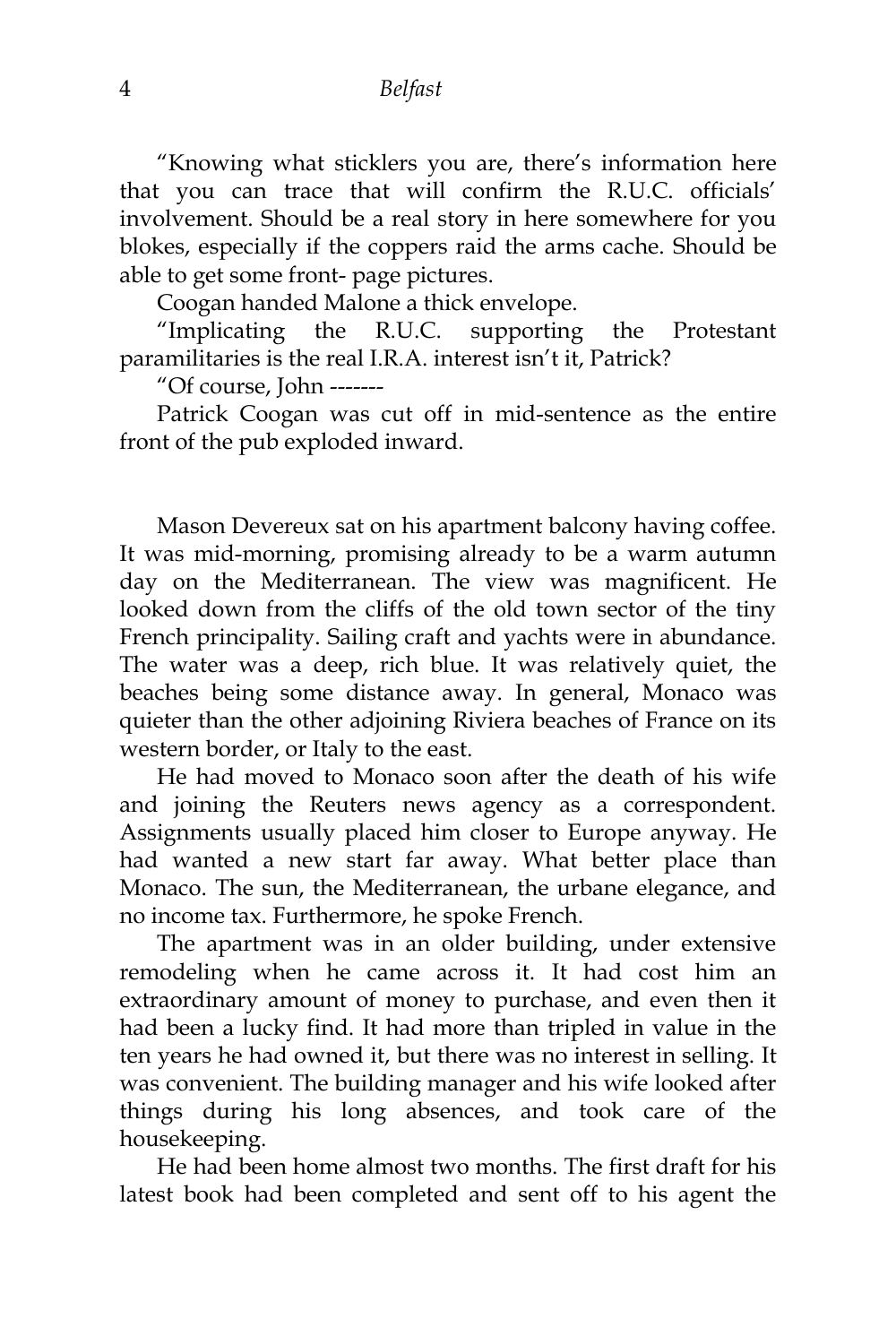"Knowing what sticklers you are, there's information here that you can trace that will confirm the R.U.C. officials' involvement. Should be a real story in here somewhere for you blokes, especially if the coppers raid the arms cache. Should be able to get some front- page pictures.

Coogan handed Malone a thick envelope.

"Implicating the R.U.C. supporting the Protestant paramilitaries is the real I.R.A. interest isn't it, Patrick?

"Of course, John -------

Patrick Coogan was cut off in mid-sentence as the entire front of the pub exploded inward.

Mason Devereux sat on his apartment balcony having coffee. It was mid-morning, promising already to be a warm autumn day on the Mediterranean. The view was magnificent. He looked down from the cliffs of the old town sector of the tiny French principality. Sailing craft and yachts were in abundance. The water was a deep, rich blue. It was relatively quiet, the beaches being some distance away. In general, Monaco was quieter than the other adjoining Riviera beaches of France on its western border, or Italy to the east.

He had moved to Monaco soon after the death of his wife and joining the Reuters news agency as a correspondent. Assignments usually placed him closer to Europe anyway. He had wanted a new start far away. What better place than Monaco. The sun, the Mediterranean, the urbane elegance, and no income tax. Furthermore, he spoke French.

The apartment was in an older building, under extensive remodeling when he came across it. It had cost him an extraordinary amount of money to purchase, and even then it had been a lucky find. It had more than tripled in value in the ten years he had owned it, but there was no interest in selling. It was convenient. The building manager and his wife looked after things during his long absences, and took care of the housekeeping.

He had been home almost two months. The first draft for his latest book had been completed and sent off to his agent the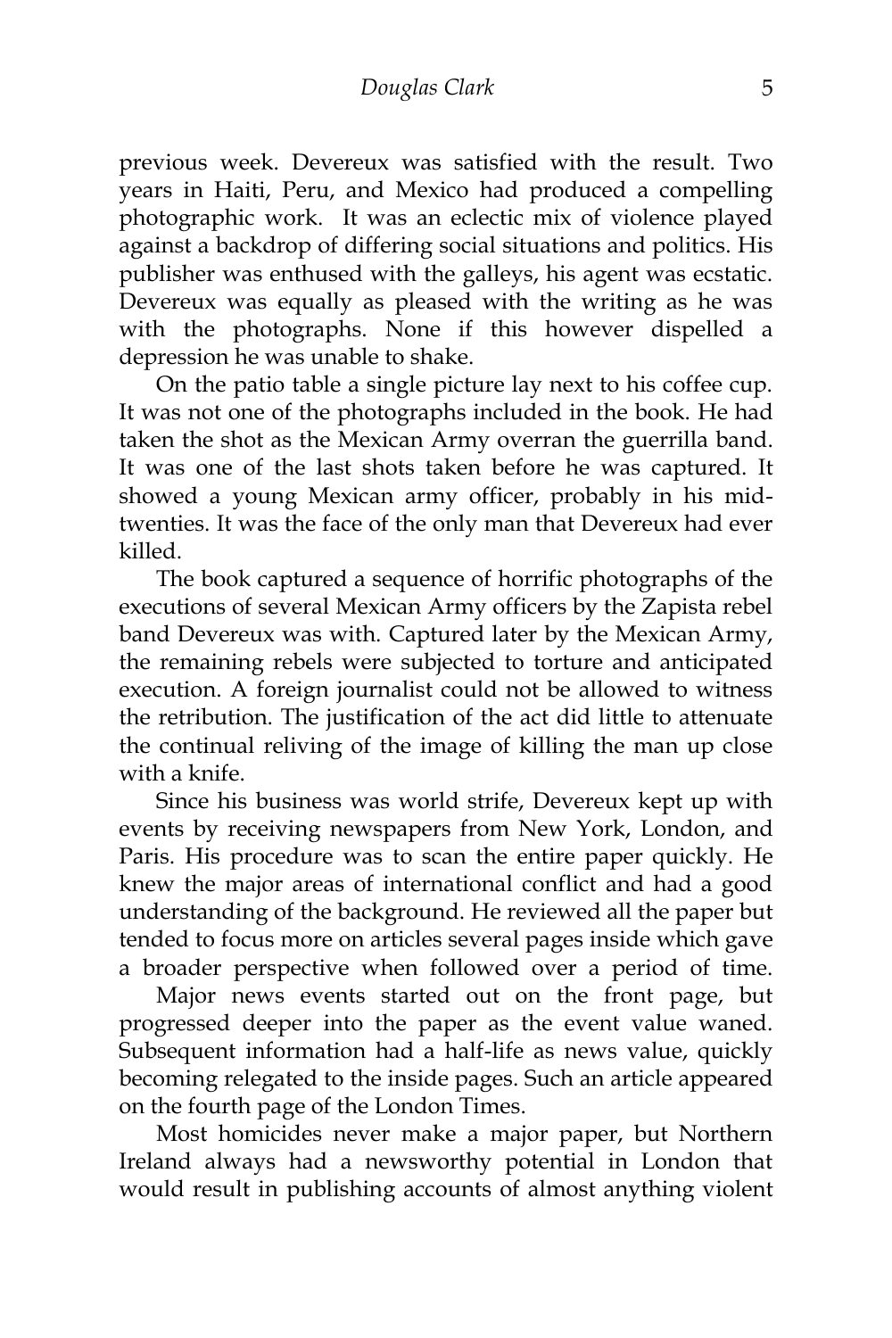previous week. Devereux was satisfied with the result. Two years in Haiti, Peru, and Mexico had produced a compelling photographic work. It was an eclectic mix of violence played against a backdrop of differing social situations and politics. His publisher was enthused with the galleys, his agent was ecstatic. Devereux was equally as pleased with the writing as he was with the photographs. None if this however dispelled a depression he was unable to shake.

On the patio table a single picture lay next to his coffee cup. It was not one of the photographs included in the book. He had taken the shot as the Mexican Army overran the guerrilla band. It was one of the last shots taken before he was captured. It showed a young Mexican army officer, probably in his mid-twenties. It was the face of the only man that Devereux had ever killed.

The book captured a sequence of horrific photographs of the executions of several Mexican Army officers by the Zapista rebel band Devereux was with. Captured later by the Mexican Army, the remaining rebels were subjected to torture and anticipated execution. A foreign journalist could not be allowed to witness the retribution. The justification of the act did little to attenuate the continual reliving of the image of killing the man up close with a knife.

Since his business was world strife, Devereux kept up with events by receiving newspapers from New York, London, and Paris. His procedure was to scan the entire paper quickly. He knew the major areas of international conflict and had a good understanding of the background. He reviewed all the paper but tended to focus more on articles several pages inside which gave a broader perspective when followed over a period of time.

Major news events started out on the front page, but progressed deeper into the paper as the event value waned. Subsequent information had a half-life as news value, quickly becoming relegated to the inside pages. Such an article appeared on the fourth page of the London Times.

Most homicides never make a major paper, but Northern Ireland always had a newsworthy potential in London that would result in publishing accounts of almost anything violent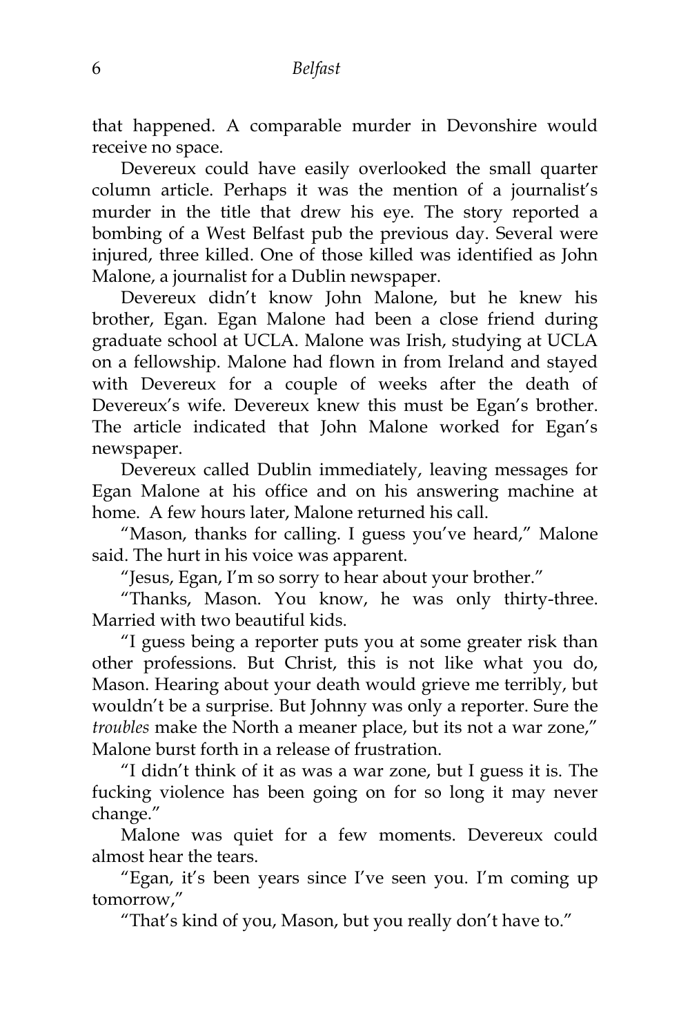that happened. A comparable murder in Devonshire would receive no space.

Devereux could have easily overlooked the small quarter column article. Perhaps it was the mention of a journalist's murder in the title that drew his eye. The story reported a bombing of a West Belfast pub the previous day. Several were injured, three killed. One of those killed was identified as John Malone, a journalist for a Dublin newspaper.

Devereux didn't know John Malone, but he knew his brother, Egan. Egan Malone had been a close friend during graduate school at UCLA. Malone was Irish, studying at UCLA on a fellowship. Malone had flown in from Ireland and stayed with Devereux for a couple of weeks after the death of Devereux's wife. Devereux knew this must be Egan's brother. The article indicated that John Malone worked for Egan's newspaper.

Devereux called Dublin immediately, leaving messages for Egan Malone at his office and on his answering machine at home. A few hours later, Malone returned his call.

"Mason, thanks for calling. I guess you've heard," Malone said. The hurt in his voice was apparent.

"Jesus, Egan, I'm so sorry to hear about your brother."

"Thanks, Mason. You know, he was only thirty-three. Married with two beautiful kids.

"I guess being a reporter puts you at some greater risk than other professions. But Christ, this is not like what you do, Mason. Hearing about your death would grieve me terribly, but wouldn't be a surprise. But Johnny was only a reporter. Sure the *troubles* make the North a meaner place, but its not a war zone," Malone burst forth in a release of frustration.

"I didn't think of it as was a war zone, but I guess it is. The fucking violence has been going on for so long it may never change."

Malone was quiet for a few moments. Devereux could almost hear the tears.

"Egan, it's been years since I've seen you. I'm coming up tomorrow,"

"That's kind of you, Mason, but you really don't have to."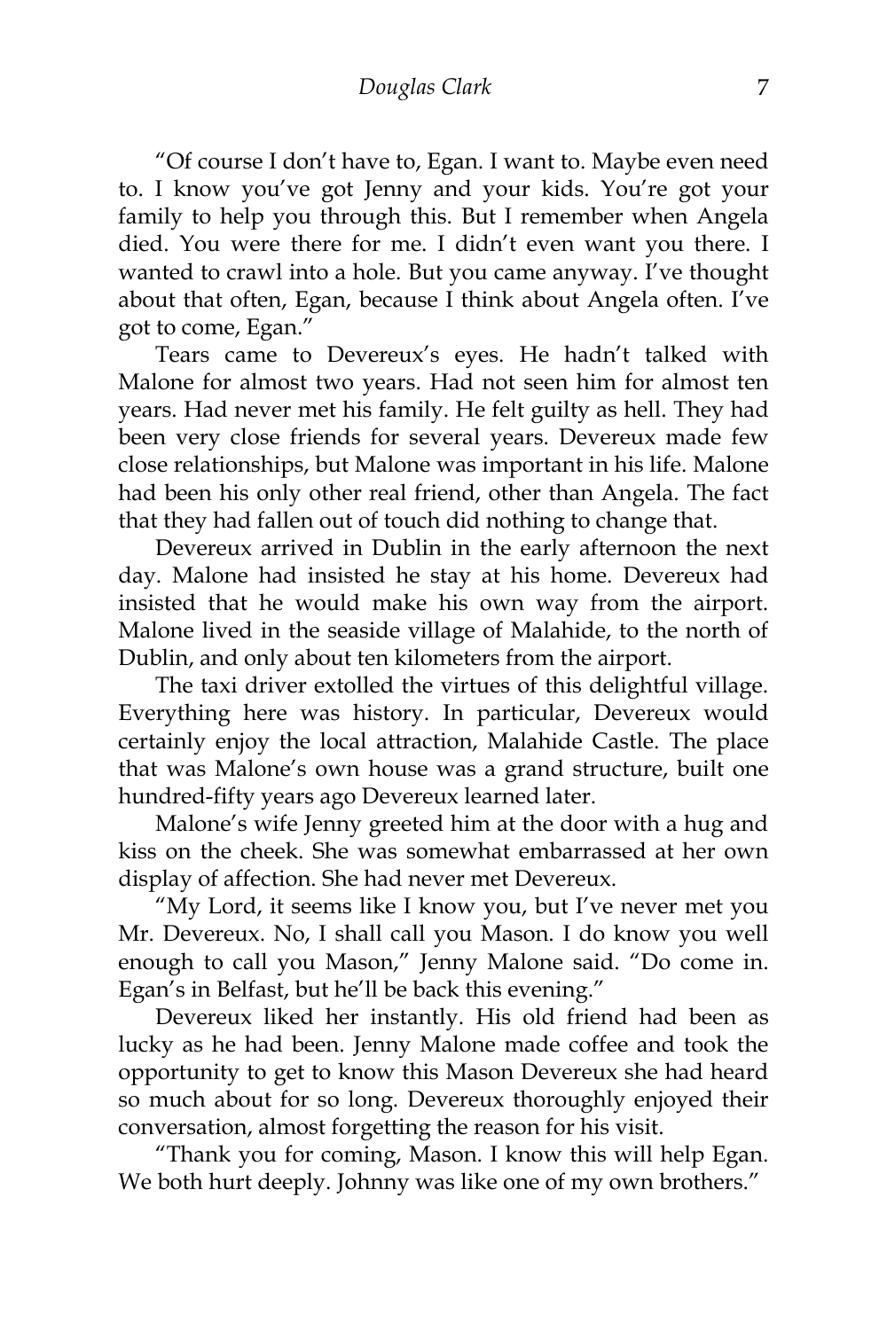"Of course I don't have to, Egan. I want to. Maybe even need to. I know you've got Jenny and your kids. You're got your family to help you through this. But I remember when Angela died. You were there for me. I didn't even want you there. I wanted to crawl into a hole. But you came anyway. I've thought about that often, Egan, because I think about Angela often. I've got to come, Egan."

Tears came to Devereux's eyes. He hadn't talked with Malone for almost two years. Had not seen him for almost ten years. Had never met his family. He felt guilty as hell. They had been very close friends for several years. Devereux made few close relationships, but Malone was important in his life. Malone had been his only other real friend, other than Angela. The fact that they had fallen out of touch did nothing to change that.

Devereux arrived in Dublin in the early afternoon the next day. Malone had insisted he stay at his home. Devereux had insisted that he would make his own way from the airport. Malone lived in the seaside village of Malahide, to the north of Dublin, and only about ten kilometers from the airport.

The taxi driver extolled the virtues of this delightful village. Everything here was history. In particular, Devereux would certainly enjoy the local attraction, Malahide Castle. The place that was Malone's own house was a grand structure, built one hundred-fifty years ago Devereux learned later.

Malone's wife Jenny greeted him at the door with a hug and kiss on the cheek. She was somewhat embarrassed at her own display of affection. She had never met Devereux.

"My Lord, it seems like I know you, but I've never met you Mr. Devereux. No, I shall call you Mason. I do know you well enough to call you Mason," Jenny Malone said. "Do come in. Egan's in Belfast, but he'll be back this evening."

Devereux liked her instantly. His old friend had been as lucky as he had been. Jenny Malone made coffee and took the opportunity to get to know this Mason Devereux she had heard so much about for so long. Devereux thoroughly enjoyed their conversation, almost forgetting the reason for his visit.

"Thank you for coming, Mason. I know this will help Egan. We both hurt deeply. Johnny was like one of my own brothers."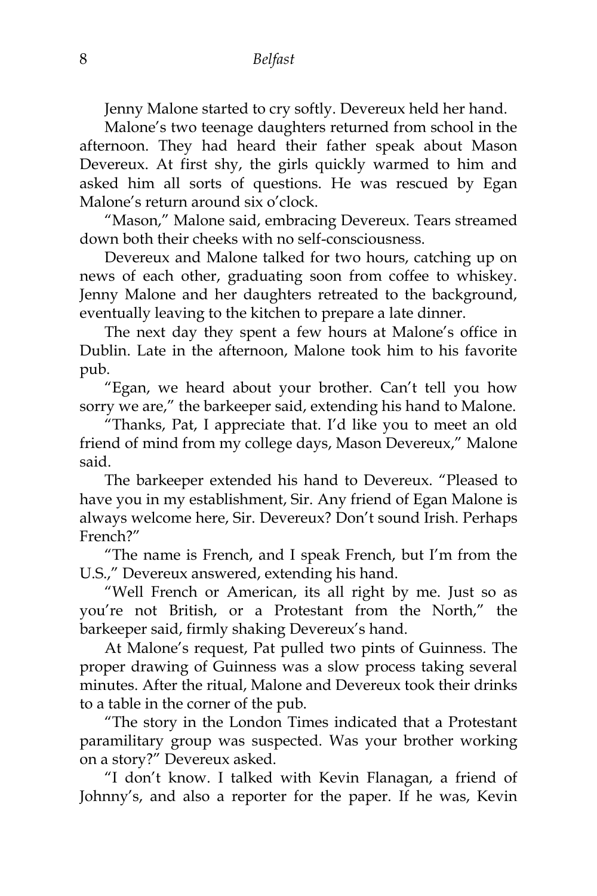Jenny Malone started to cry softly. Devereux held her hand.

Malone's two teenage daughters returned from school in the afternoon. They had heard their father speak about Mason Devereux. At first shy, the girls quickly warmed to him and asked him all sorts of questions. He was rescued by Egan Malone's return around six o'clock.

"Mason," Malone said, embracing Devereux. Tears streamed down both their cheeks with no self-consciousness.

Devereux and Malone talked for two hours, catching up on news of each other, graduating soon from coffee to whiskey. Jenny Malone and her daughters retreated to the background, eventually leaving to the kitchen to prepare a late dinner.

The next day they spent a few hours at Malone's office in Dublin. Late in the afternoon, Malone took him to his favorite pub.

"Egan, we heard about your brother. Can't tell you how sorry we are," the barkeeper said, extending his hand to Malone.

"Thanks, Pat, I appreciate that. I'd like you to meet an old friend of mind from my college days, Mason Devereux," Malone said.

The barkeeper extended his hand to Devereux. "Pleased to have you in my establishment, Sir. Any friend of Egan Malone is always welcome here, Sir. Devereux? Don't sound Irish. Perhaps French?"

"The name is French, and I speak French, but I'm from the U.S.," Devereux answered, extending his hand.

"Well French or American, its all right by me. Just so as you're not British, or a Protestant from the North," the barkeeper said, firmly shaking Devereux's hand.

At Malone's request, Pat pulled two pints of Guinness. The proper drawing of Guinness was a slow process taking several minutes. After the ritual, Malone and Devereux took their drinks to a table in the corner of the pub.

"The story in the London Times indicated that a Protestant paramilitary group was suspected. Was your brother working on a story?" Devereux asked.

"I don't know. I talked with Kevin Flanagan, a friend of Johnny's, and also a reporter for the paper. If he was, Kevin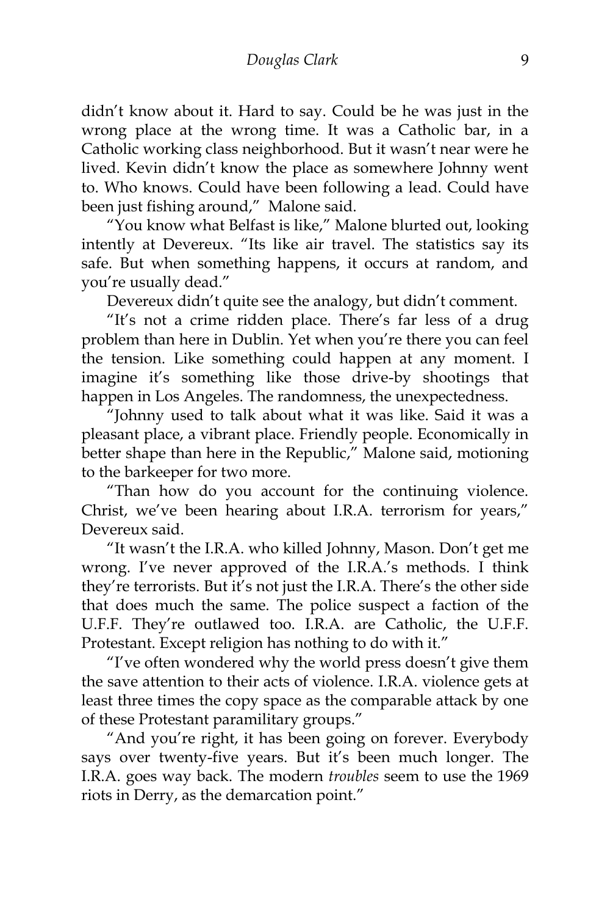didn't know about it. Hard to say. Could be he was just in the wrong place at the wrong time. It was a Catholic bar, in a Catholic working class neighborhood. But it wasn't near were he lived. Kevin didn't know the place as somewhere Johnny went to. Who knows. Could have been following a lead. Could have been just fishing around," Malone said.

"You know what Belfast is like," Malone blurted out, looking intently at Devereux. "Its like air travel. The statistics say its safe. But when something happens, it occurs at random, and you're usually dead."

Devereux didn't quite see the analogy, but didn't comment.

"It's not a crime ridden place. There's far less of a drug problem than here in Dublin. Yet when you're there you can feel the tension. Like something could happen at any moment. I imagine it's something like those drive-by shootings that happen in Los Angeles. The randomness, the unexpectedness.

"Johnny used to talk about what it was like. Said it was a pleasant place, a vibrant place. Friendly people. Economically in better shape than here in the Republic," Malone said, motioning to the barkeeper for two more.

"Than how do you account for the continuing violence. Christ, we've been hearing about I.R.A. terrorism for years," Devereux said.

"It wasn't the I.R.A. who killed Johnny, Mason. Don't get me wrong. I've never approved of the I.R.A.'s methods. I think they're terrorists. But it's not just the I.R.A. There's the other side that does much the same. The police suspect a faction of the U.F.F. They're outlawed too. I.R.A. are Catholic, the U.F.F. Protestant. Except religion has nothing to do with it."

"I've often wondered why the world press doesn't give them the save attention to their acts of violence. I.R.A. violence gets at least three times the copy space as the comparable attack by one of these Protestant paramilitary groups."

"And you're right, it has been going on forever. Everybody says over twenty-five years. But it's been much longer. The I.R.A. goes way back. The modern *troubles* seem to use the 1969 riots in Derry, as the demarcation point."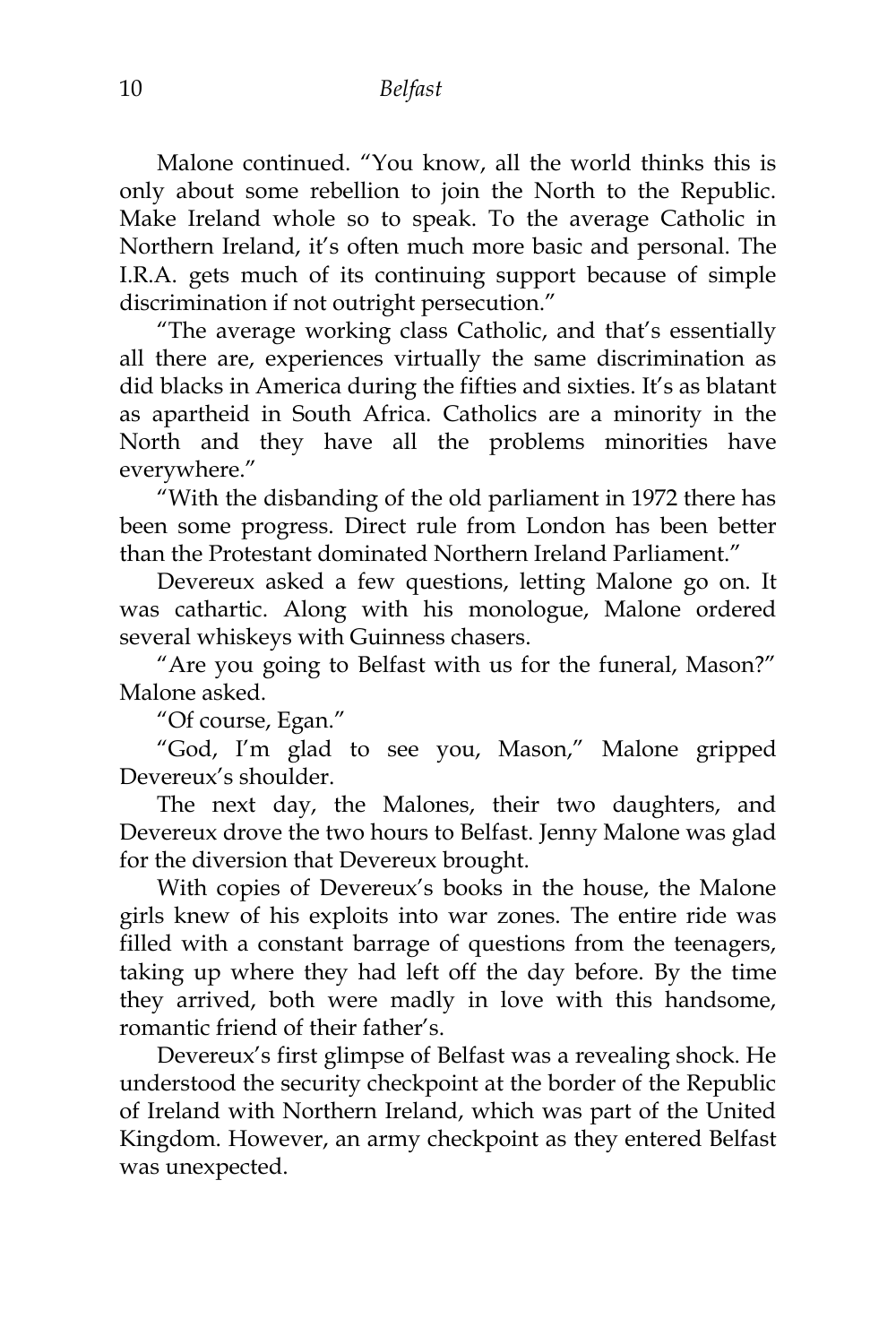Malone continued. "You know, all the world thinks this is only about some rebellion to join the North to the Republic. Make Ireland whole so to speak. To the average Catholic in Northern Ireland, it's often much more basic and personal. The I.R.A. gets much of its continuing support because of simple discrimination if not outright persecution."

"The average working class Catholic, and that's essentially all there are, experiences virtually the same discrimination as did blacks in America during the fifties and sixties. It's as blatant as apartheid in South Africa. Catholics are a minority in the North and they have all the problems minorities have everywhere."

"With the disbanding of the old parliament in 1972 there has been some progress. Direct rule from London has been better than the Protestant dominated Northern Ireland Parliament."

Devereux asked a few questions, letting Malone go on. It was cathartic. Along with his monologue, Malone ordered several whiskeys with Guinness chasers.

"Are you going to Belfast with us for the funeral, Mason?" Malone asked.

"Of course, Egan."

"God, I'm glad to see you, Mason," Malone gripped Devereux's shoulder.

The next day, the Malones, their two daughters, and Devereux drove the two hours to Belfast. Jenny Malone was glad for the diversion that Devereux brought.

With copies of Devereux's books in the house, the Malone girls knew of his exploits into war zones. The entire ride was filled with a constant barrage of questions from the teenagers, taking up where they had left off the day before. By the time they arrived, both were madly in love with this handsome, romantic friend of their father's.

Devereux's first glimpse of Belfast was a revealing shock. He understood the security checkpoint at the border of the Republic of Ireland with Northern Ireland, which was part of the United Kingdom. However, an army checkpoint as they entered Belfast was unexpected.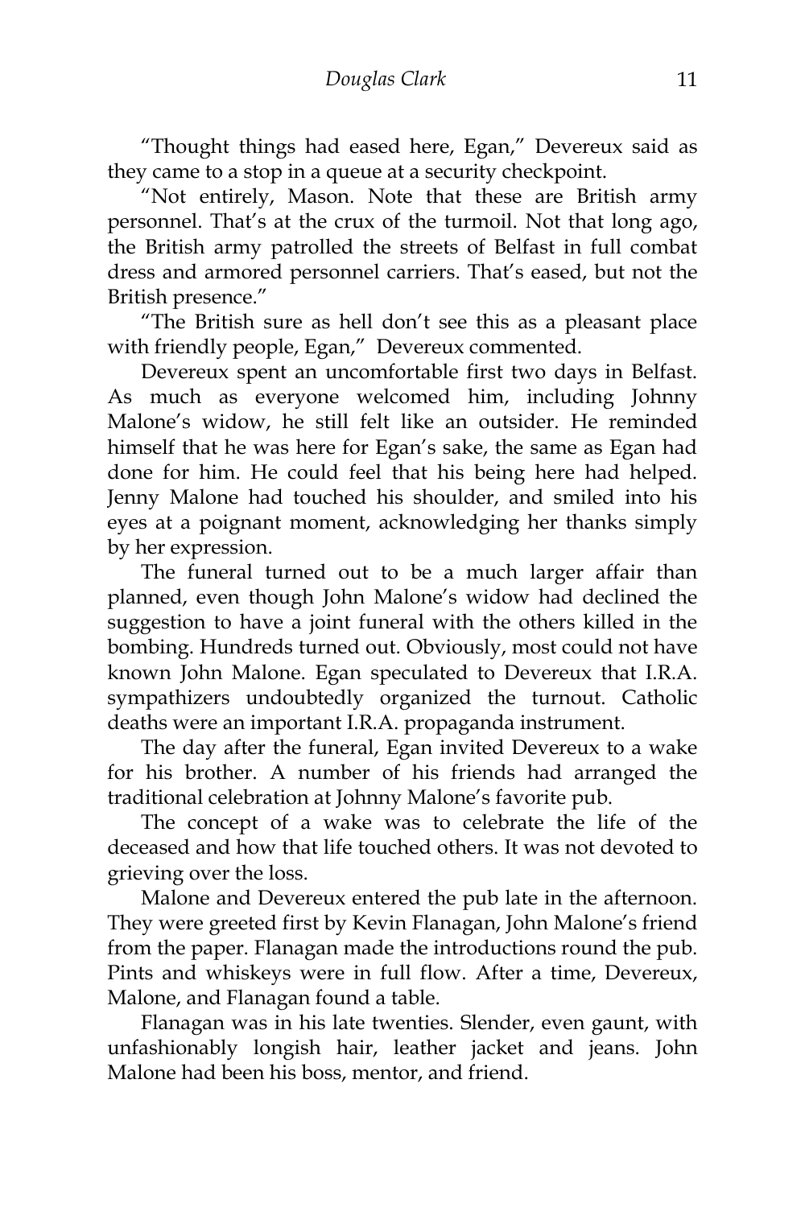"Thought things had eased here, Egan," Devereux said as they came to a stop in a queue at a security checkpoint.

"Not entirely, Mason. Note that these are British army personnel. That's at the crux of the turmoil. Not that long ago, the British army patrolled the streets of Belfast in full combat dress and armored personnel carriers. That's eased, but not the British presence."

"The British sure as hell don't see this as a pleasant place with friendly people, Egan," Devereux commented.

Devereux spent an uncomfortable first two days in Belfast. As much as everyone welcomed him, including Johnny Malone's widow, he still felt like an outsider. He reminded himself that he was here for Egan's sake, the same as Egan had done for him. He could feel that his being here had helped. Jenny Malone had touched his shoulder, and smiled into his eyes at a poignant moment, acknowledging her thanks simply by her expression.

The funeral turned out to be a much larger affair than planned, even though John Malone's widow had declined the suggestion to have a joint funeral with the others killed in the bombing. Hundreds turned out. Obviously, most could not have known John Malone. Egan speculated to Devereux that I.R.A. sympathizers undoubtedly organized the turnout. Catholic deaths were an important I.R.A. propaganda instrument.

The day after the funeral, Egan invited Devereux to a wake for his brother. A number of his friends had arranged the traditional celebration at Johnny Malone's favorite pub.

The concept of a wake was to celebrate the life of the deceased and how that life touched others. It was not devoted to grieving over the loss.

Malone and Devereux entered the pub late in the afternoon. They were greeted first by Kevin Flanagan, John Malone's friend from the paper. Flanagan made the introductions round the pub. Pints and whiskeys were in full flow. After a time, Devereux, Malone, and Flanagan found a table.

Flanagan was in his late twenties. Slender, even gaunt, with unfashionably longish hair, leather jacket and jeans. John Malone had been his boss, mentor, and friend.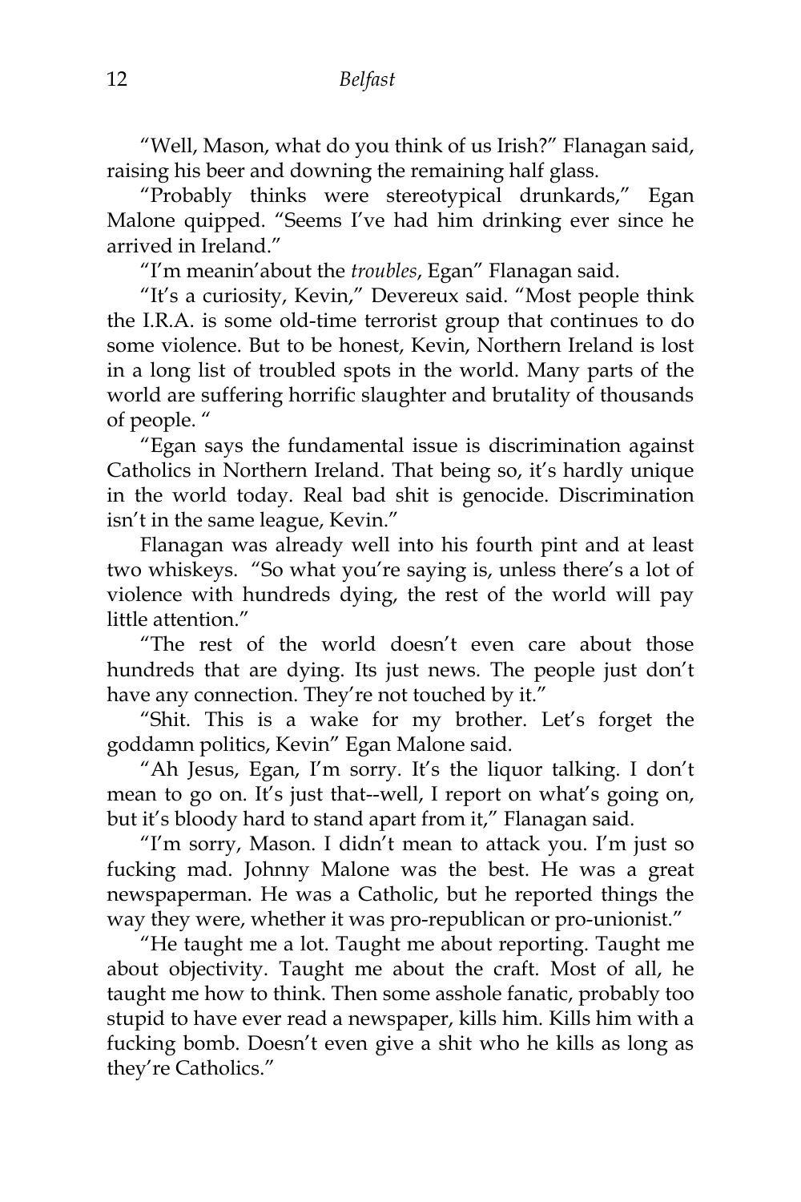"Well, Mason, what do you think of us Irish?" Flanagan said, raising his beer and downing the remaining half glass.

"Probably thinks were stereotypical drunkards," Egan Malone quipped. "Seems I've had him drinking ever since he arrived in Ireland."

"I'm meanin'about the *troubles*, Egan" Flanagan said.

"It's a curiosity, Kevin," Devereux said. "Most people think the I.R.A. is some old-time terrorist group that continues to do some violence. But to be honest, Kevin, Northern Ireland is lost in a long list of troubled spots in the world. Many parts of the world are suffering horrific slaughter and brutality of thousands of people. "

"Egan says the fundamental issue is discrimination against Catholics in Northern Ireland. That being so, it's hardly unique in the world today. Real bad shit is genocide. Discrimination isn't in the same league, Kevin."

Flanagan was already well into his fourth pint and at least two whiskeys. "So what you're saying is, unless there's a lot of violence with hundreds dying, the rest of the world will pay little attention."

"The rest of the world doesn't even care about those hundreds that are dying. Its just news. The people just don't have any connection. They're not touched by it."

"Shit. This is a wake for my brother. Let's forget the goddamn politics, Kevin" Egan Malone said.

"Ah Jesus, Egan, I'm sorry. It's the liquor talking. I don't mean to go on. It's just that--well, I report on what's going on, but it's bloody hard to stand apart from it," Flanagan said.

"I'm sorry, Mason. I didn't mean to attack you. I'm just so fucking mad. Johnny Malone was the best. He was a great newspaperman. He was a Catholic, but he reported things the way they were, whether it was pro-republican or pro-unionist."

"He taught me a lot. Taught me about reporting. Taught me about objectivity. Taught me about the craft. Most of all, he taught me how to think. Then some asshole fanatic, probably too stupid to have ever read a newspaper, kills him. Kills him with a fucking bomb. Doesn't even give a shit who he kills as long as they're Catholics."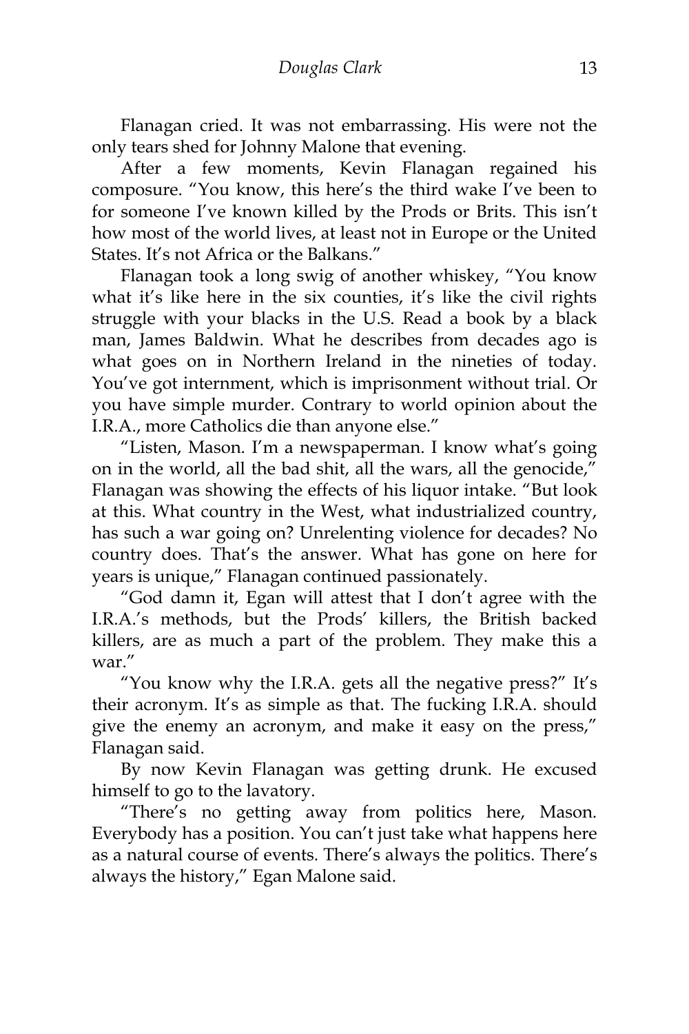Flanagan cried. It was not embarrassing. His were not the only tears shed for Johnny Malone that evening.

After a few moments, Kevin Flanagan regained his composure. "You know, this here's the third wake I've been to for someone I've known killed by the Prods or Brits. This isn't how most of the world lives, at least not in Europe or the United States. It's not Africa or the Balkans."

Flanagan took a long swig of another whiskey, "You know what it's like here in the six counties, it's like the civil rights struggle with your blacks in the U.S. Read a book by a black man, James Baldwin. What he describes from decades ago is what goes on in Northern Ireland in the nineties of today. You've got internment, which is imprisonment without trial. Or you have simple murder. Contrary to world opinion about the I.R.A., more Catholics die than anyone else."

"Listen, Mason. I'm a newspaperman. I know what's going on in the world, all the bad shit, all the wars, all the genocide," Flanagan was showing the effects of his liquor intake. "But look at this. What country in the West, what industrialized country, has such a war going on? Unrelenting violence for decades? No country does. That's the answer. What has gone on here for years is unique," Flanagan continued passionately.

"God damn it, Egan will attest that I don't agree with the I.R.A.'s methods, but the Prods' killers, the British backed killers, are as much a part of the problem. They make this a war."

"You know why the I.R.A. gets all the negative press?" It's their acronym. It's as simple as that. The fucking I.R.A. should give the enemy an acronym, and make it easy on the press," Flanagan said.

By now Kevin Flanagan was getting drunk. He excused himself to go to the lavatory.

"There's no getting away from politics here, Mason. Everybody has a position. You can't just take what happens here as a natural course of events. There's always the politics. There's always the history," Egan Malone said.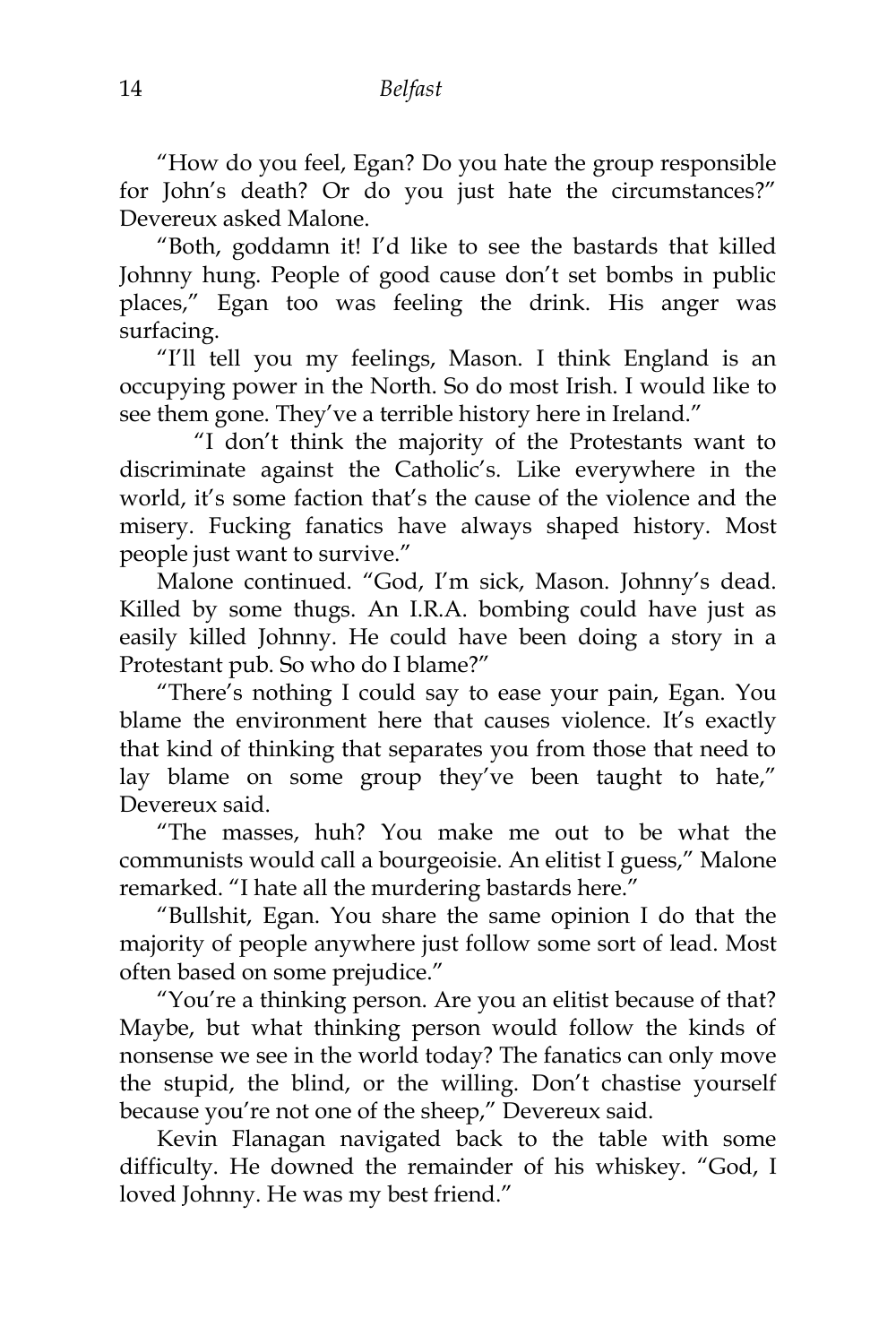"How do you feel, Egan? Do you hate the group responsible for John's death? Or do you just hate the circumstances?" Devereux asked Malone.

"Both, goddamn it! I'd like to see the bastards that killed Johnny hung. People of good cause don't set bombs in public places," Egan too was feeling the drink. His anger was surfacing.

"I'll tell you my feelings, Mason. I think England is an occupying power in the North. So do most Irish. I would like to see them gone. They've a terrible history here in Ireland."

"I don't think the majority of the Protestants want to discriminate against the Catholic's. Like everywhere in the world, it's some faction that's the cause of the violence and the misery. Fucking fanatics have always shaped history. Most people just want to survive."

Malone continued. "God, I'm sick, Mason. Johnny's dead. Killed by some thugs. An I.R.A. bombing could have just as easily killed Johnny. He could have been doing a story in a Protestant pub. So who do I blame?"

"There's nothing I could say to ease your pain, Egan. You blame the environment here that causes violence. It's exactly that kind of thinking that separates you from those that need to lay blame on some group they've been taught to hate," Devereux said.

"The masses, huh? You make me out to be what the communists would call a bourgeoisie. An elitist I guess," Malone remarked. "I hate all the murdering bastards here."

"Bullshit, Egan. You share the same opinion I do that the majority of people anywhere just follow some sort of lead. Most often based on some prejudice."

"You're a thinking person. Are you an elitist because of that? Maybe, but what thinking person would follow the kinds of nonsense we see in the world today? The fanatics can only move the stupid, the blind, or the willing. Don't chastise yourself because you're not one of the sheep," Devereux said.

Kevin Flanagan navigated back to the table with some difficulty. He downed the remainder of his whiskey. "God, I loved Johnny. He was my best friend."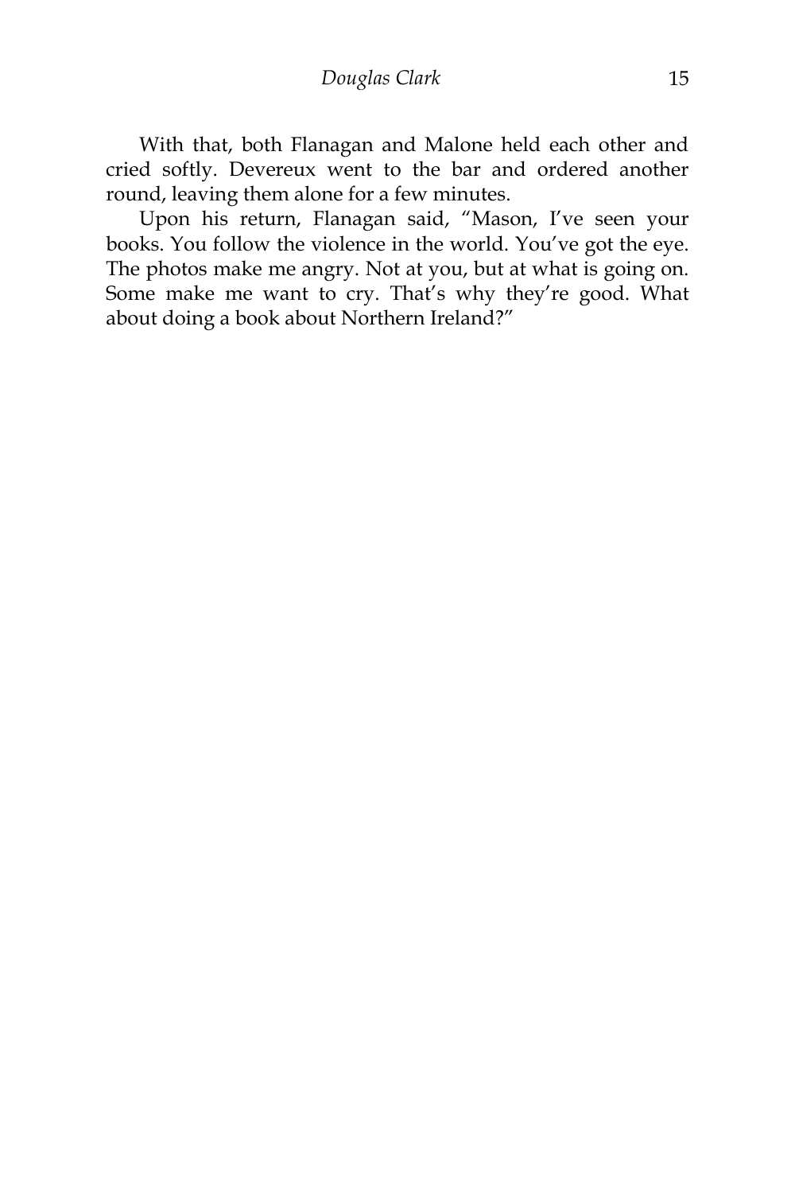With that, both Flanagan and Malone held each other and cried softly. Devereux went to the bar and ordered another round, leaving them alone for a few minutes.

Upon his return, Flanagan said, "Mason, I've seen your books. You follow the violence in the world. You've got the eye. The photos make me angry. Not at you, but at what is going on. Some make me want to cry. That's why they're good. What about doing a book about Northern Ireland?"